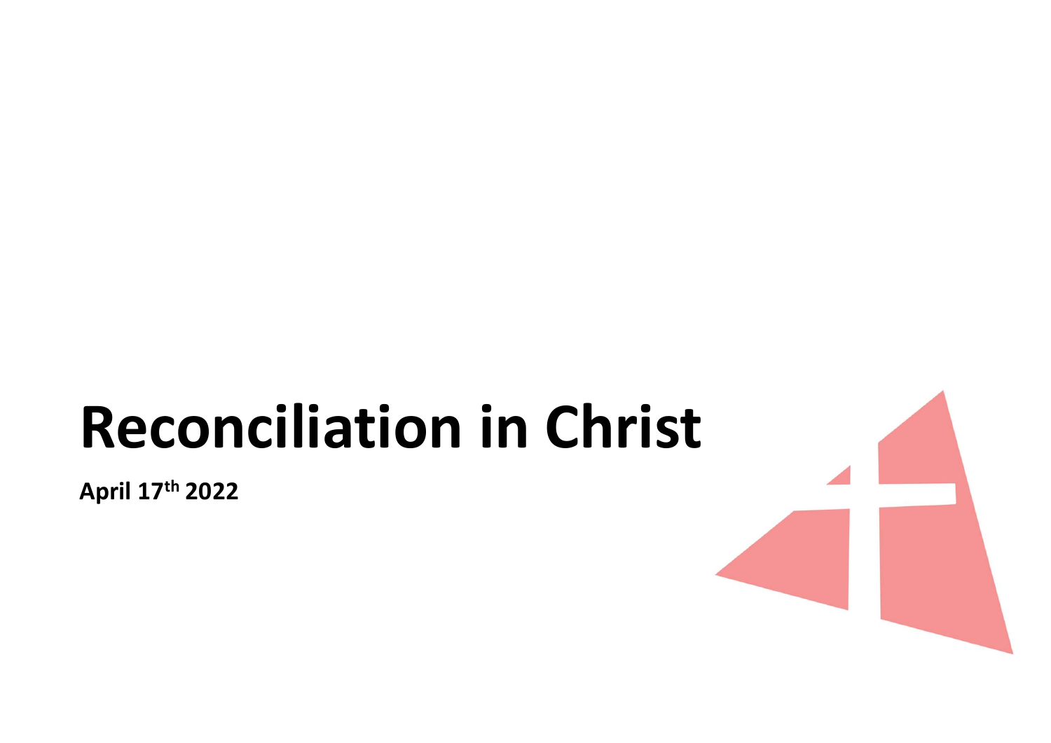# Reconciliation in Christ

**April 17th 2022**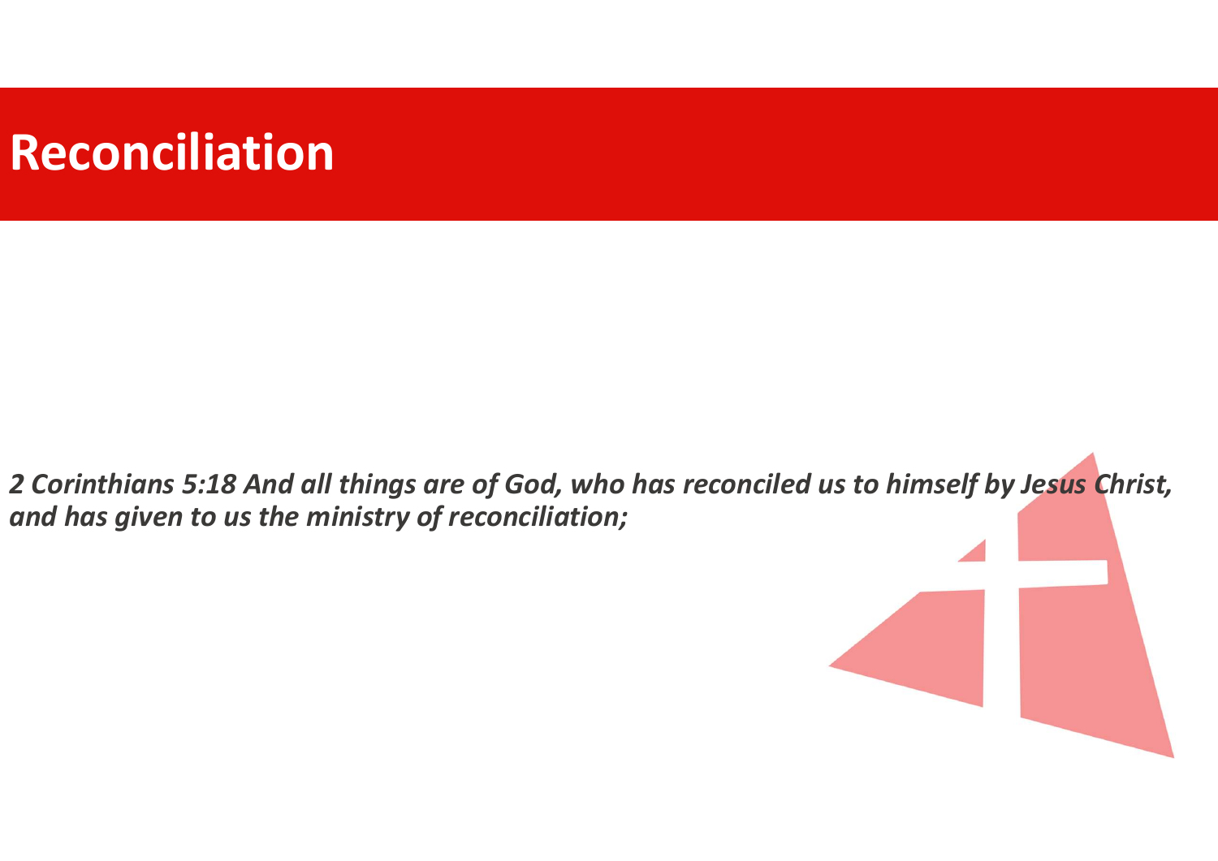# Reconciliation

***2 Corinthians 5:18 And all things are of God, who has reconciled us to himself by Jesus Christ, and has given to us the ministry of reconciliation;***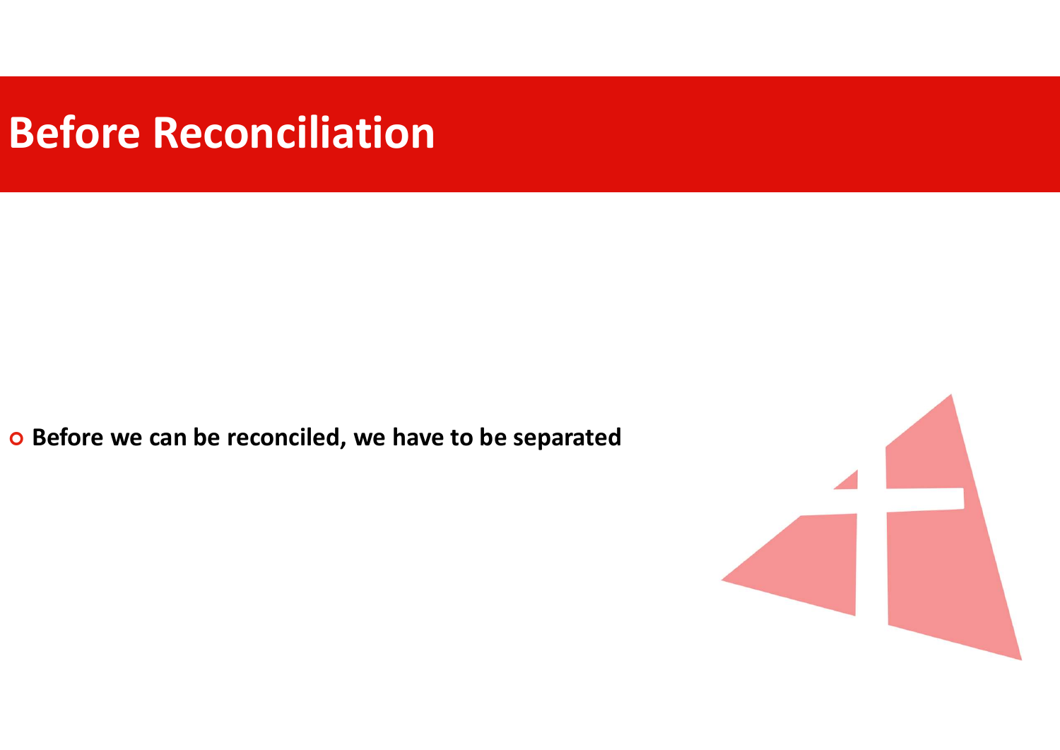# Before Reconciliation

- **Before we can be reconciled, we have to be separated**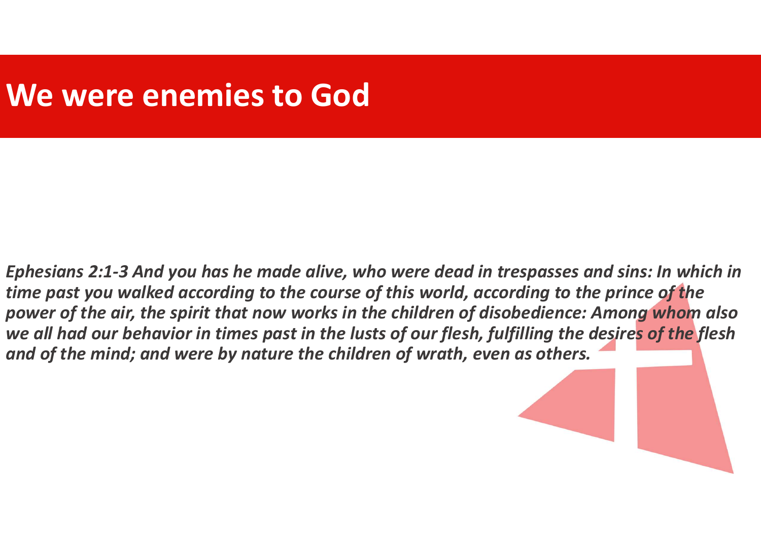# We were enemies to God

*Ephesians 2:1-3 And you has he made alive, who were dead in trespasses and sins: In which in time past you walked according to the course of this world, according to the prince of the power of the air, the spirit that now works in the children of disobedience: Among whom also we all had our behavior in times past in the lusts of our flesh, fulfilling the desires of the flesh and of the mind; and were by nature the children of wrath, even as others.*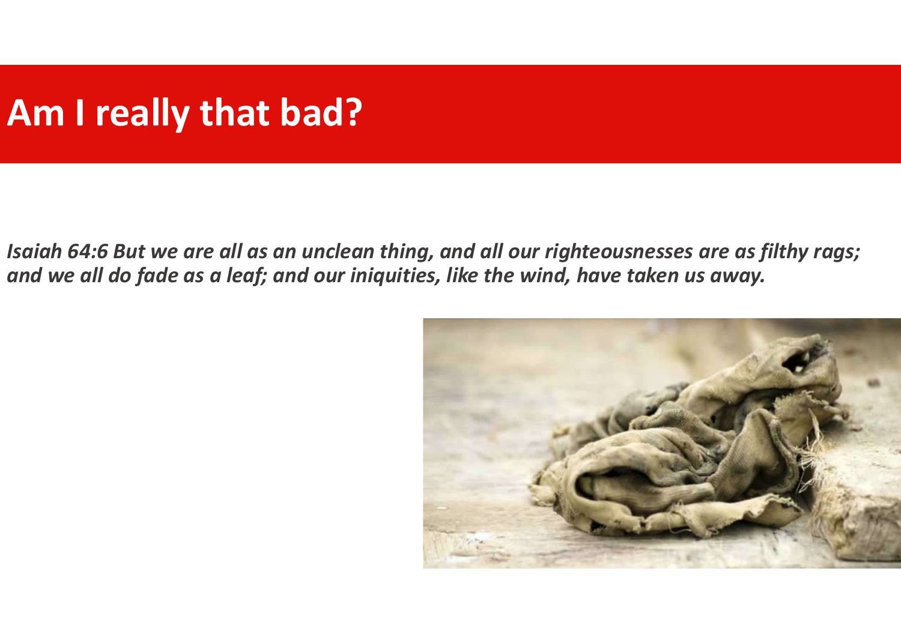# Am I really that bad?

***Isaiah 64:6 But we are all as an unclean thing, and all our righteousnesses are as filthy rags; and we all do fade as a leaf; and our iniquities, like the wind, have taken us away.***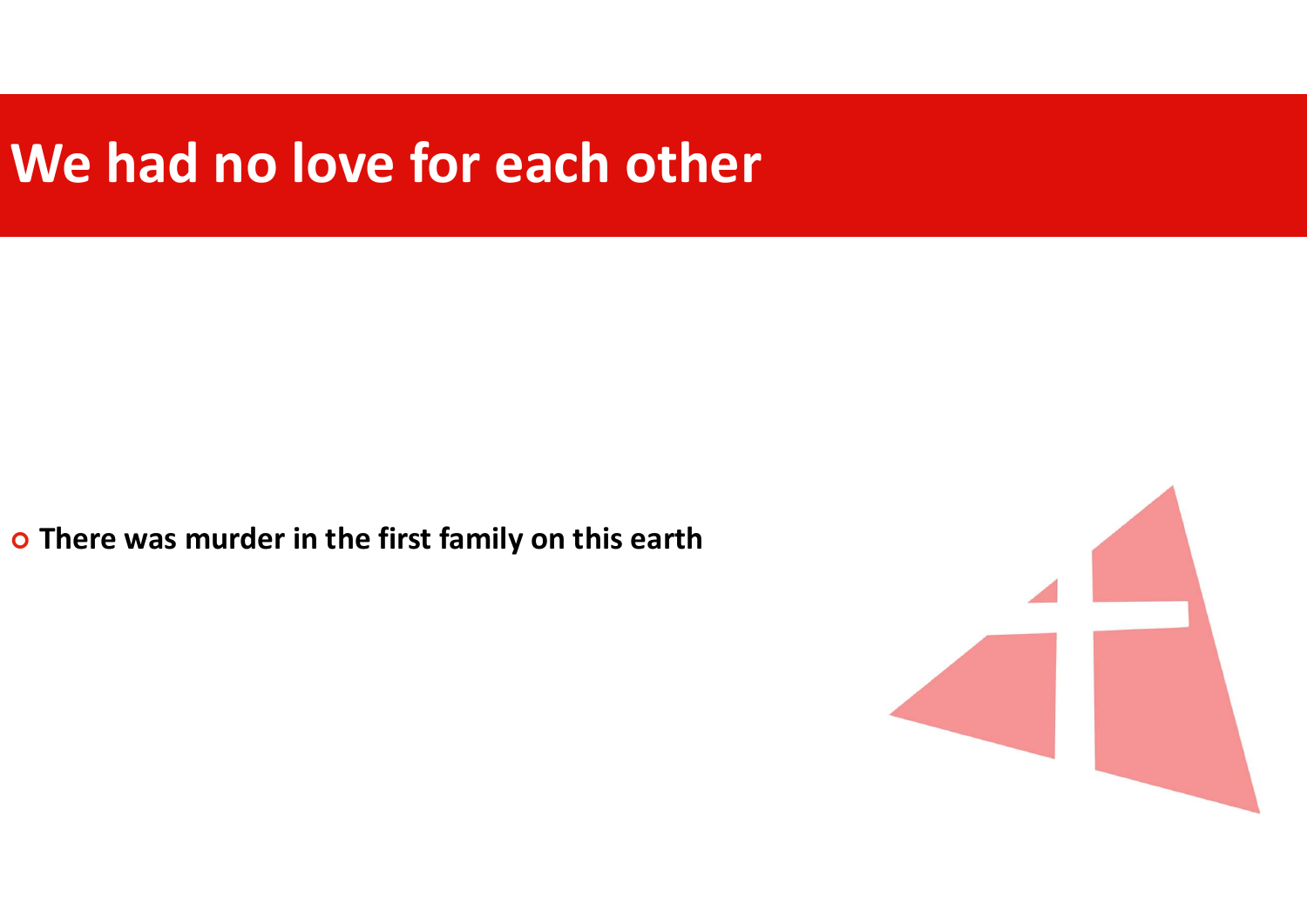# We had no love for each other

- **There was murder in the first family on this earth**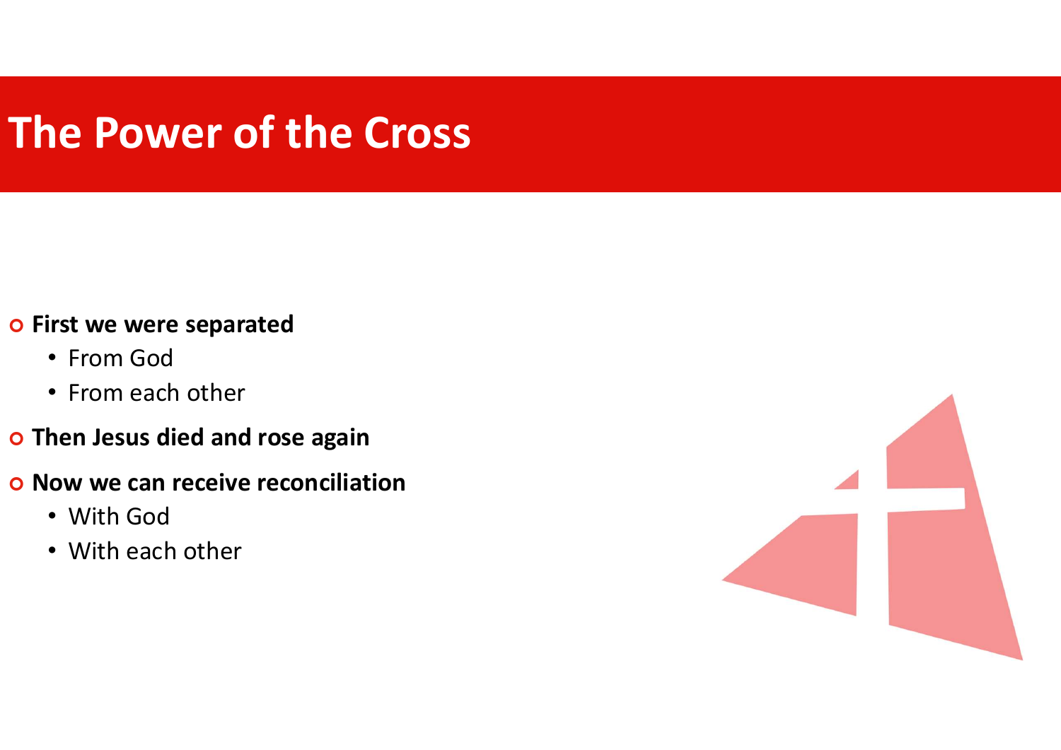# The Power of the Cross

- **First we were separated**
  - From God
  - From each other
- **Then Jesus died and rose again**
- **Now we can receive reconciliation**
  - With God
  - With each other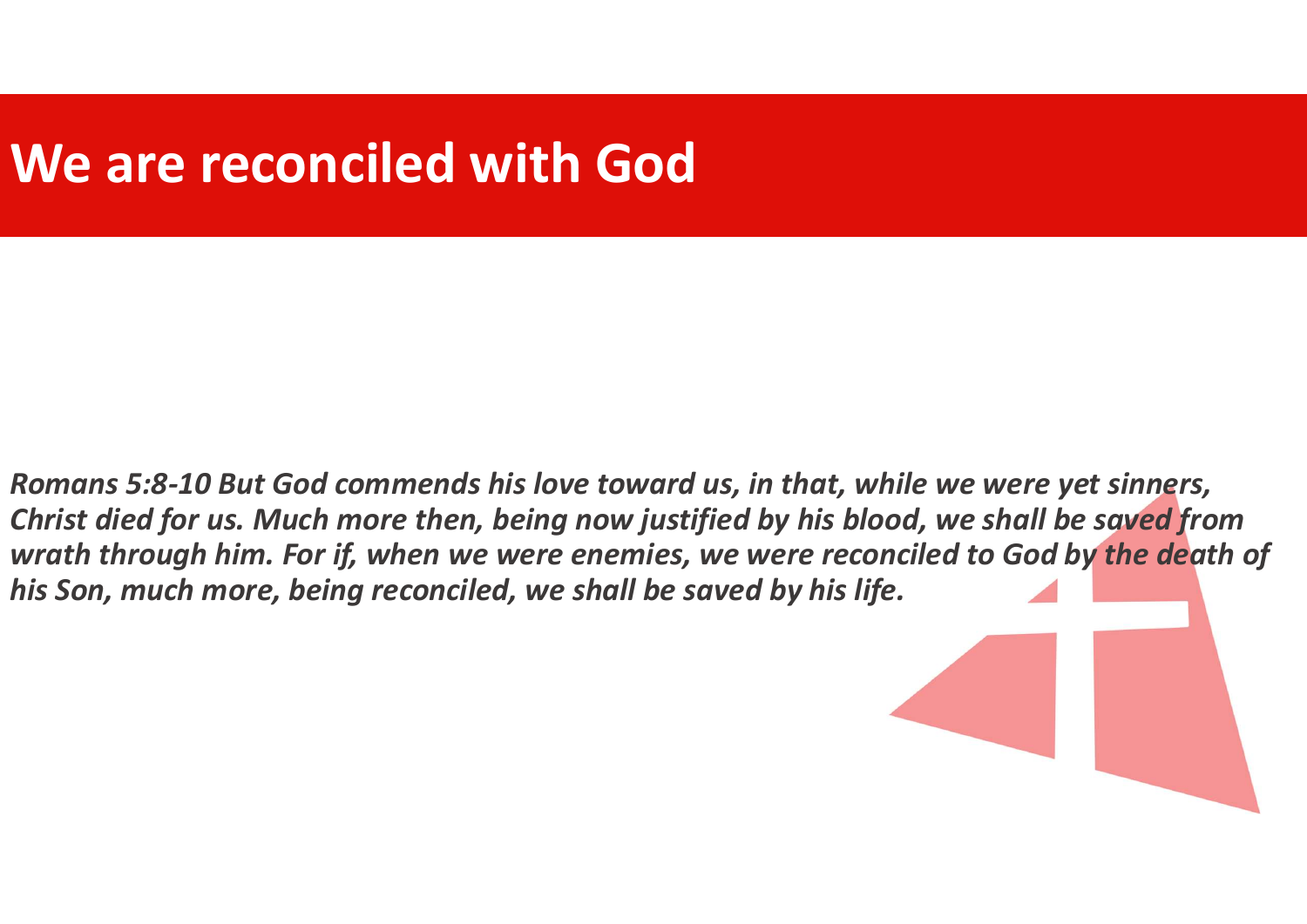# We are reconciled with God

***Romans 5:8-10 But God commends his love toward us, in that, while we were yet sinners, Christ died for us. Much more then, being now justified by his blood, we shall be saved from wrath through him. For if, when we were enemies, we were reconciled to God by the death of his Son, much more, being reconciled, we shall be saved by his life.***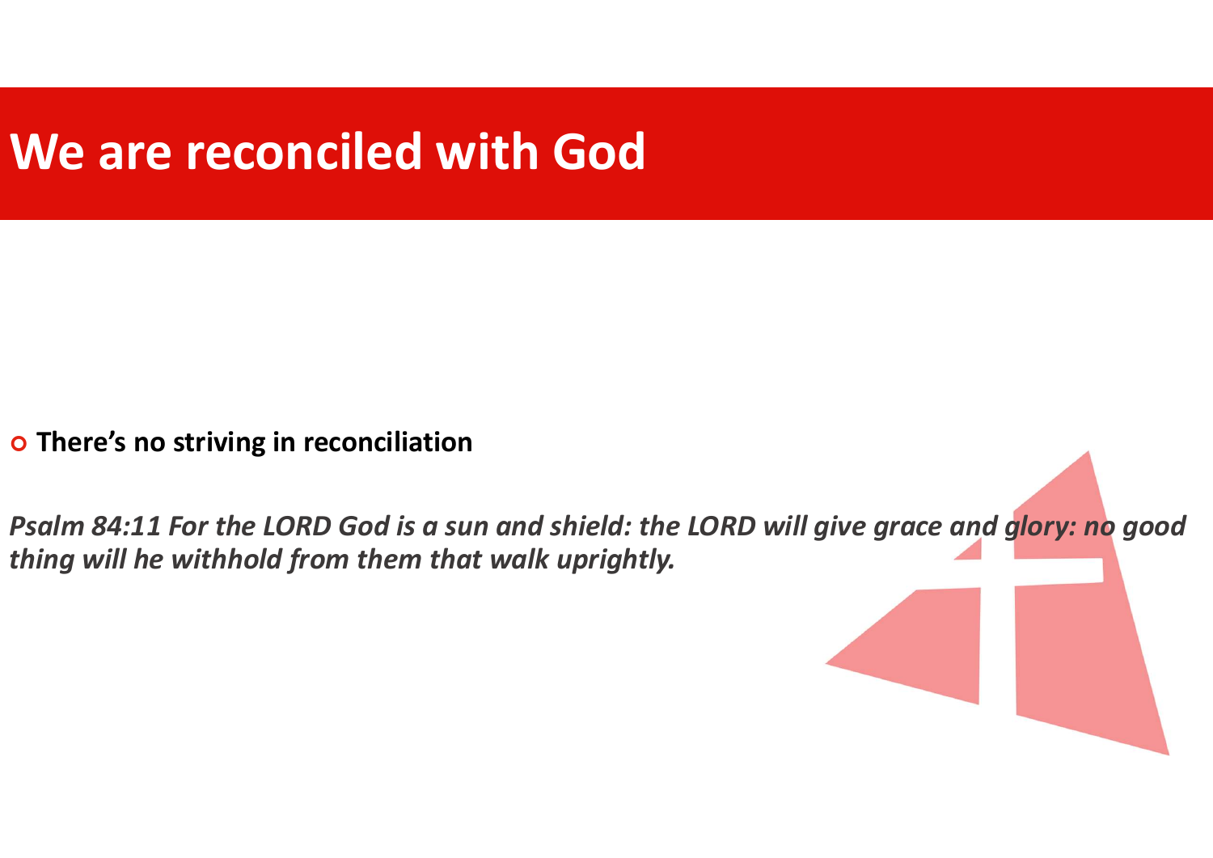# We are reconciled with God

- **There's no striving in reconciliation**

***Psalm 84:11 For the LORD God is a sun and shield: the LORD will give grace and glory: no good thing will he withhold from them that walk uprightly.***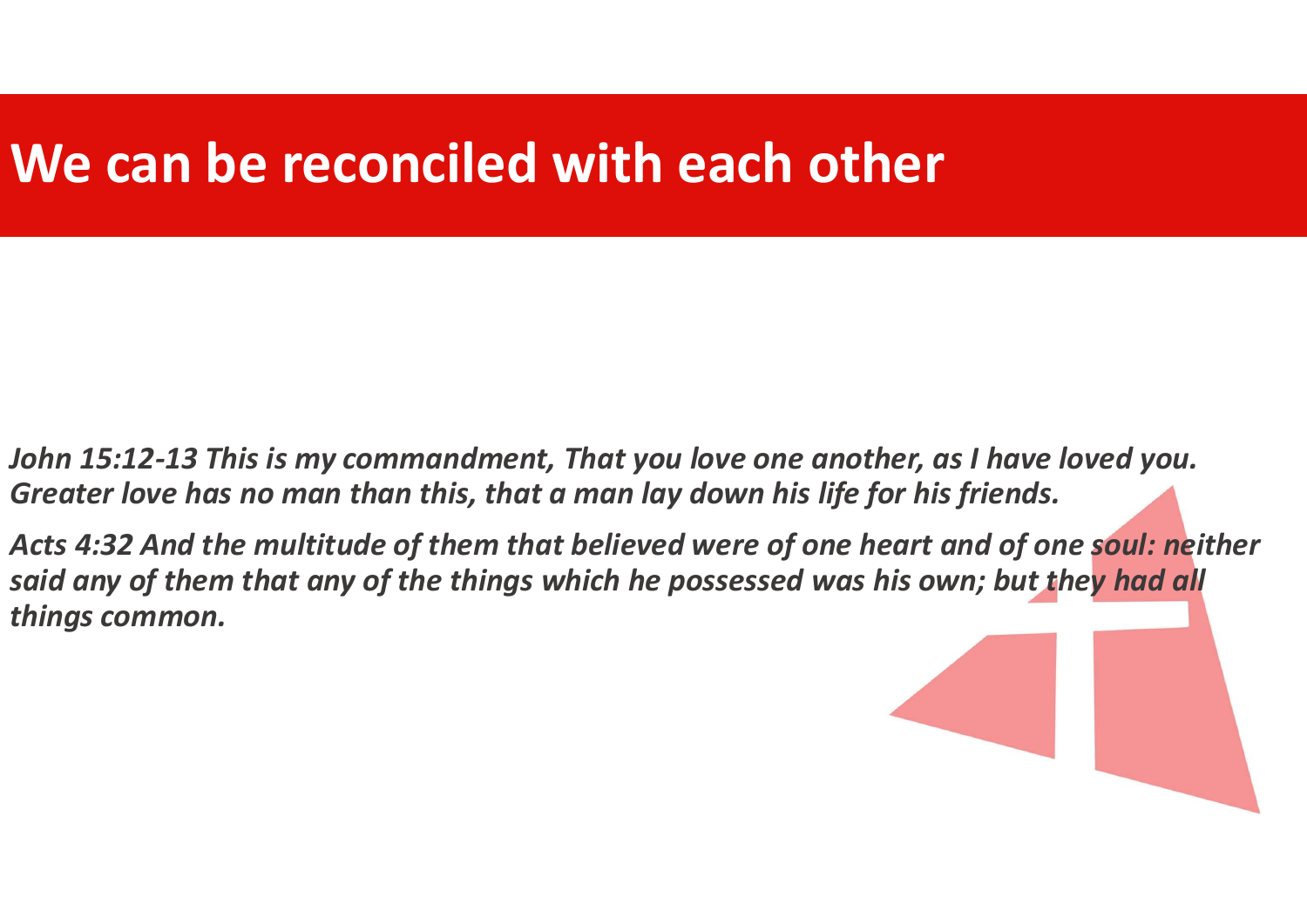# We can be reconciled with each other

*John 15:12-13 This is my commandment, That you love one another, as I have loved you. Greater love has no man than this, that a man lay down his life for his friends.*

*Acts 4:32 And the multitude of them that believed were of one heart and of one soul: neither said any of them that any of the things which he possessed was his own; but they had all things common.*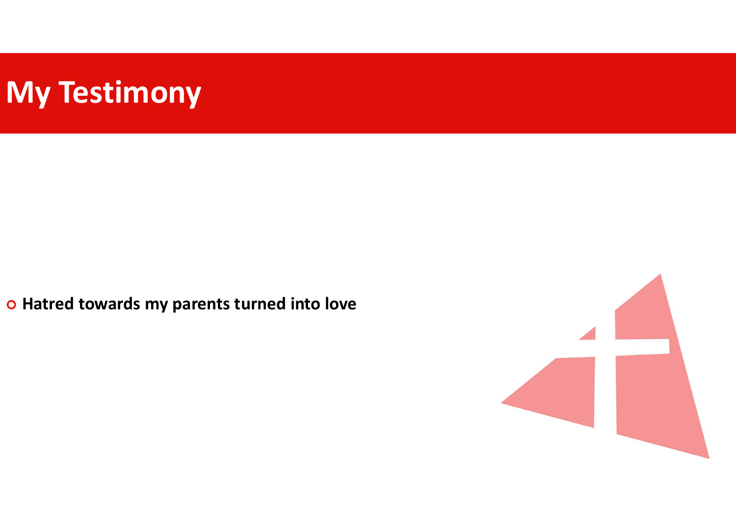# My Testimony

- **Hatred towards my parents turned into love**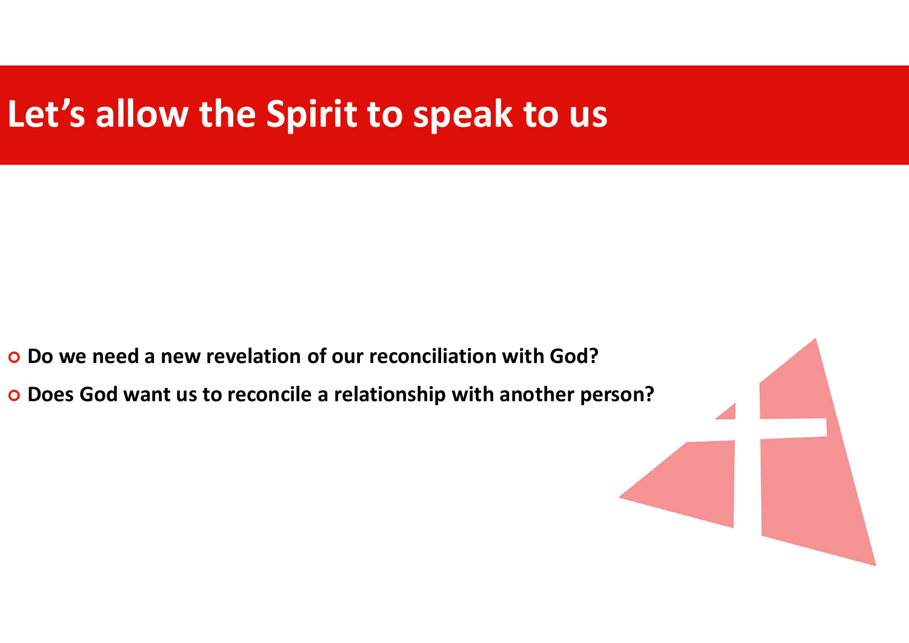# Let's allow the Spirit to speak to us

- **Do we need a new revelation of our reconciliation with God?**
- **Does God want us to reconcile a relationship with another person?**